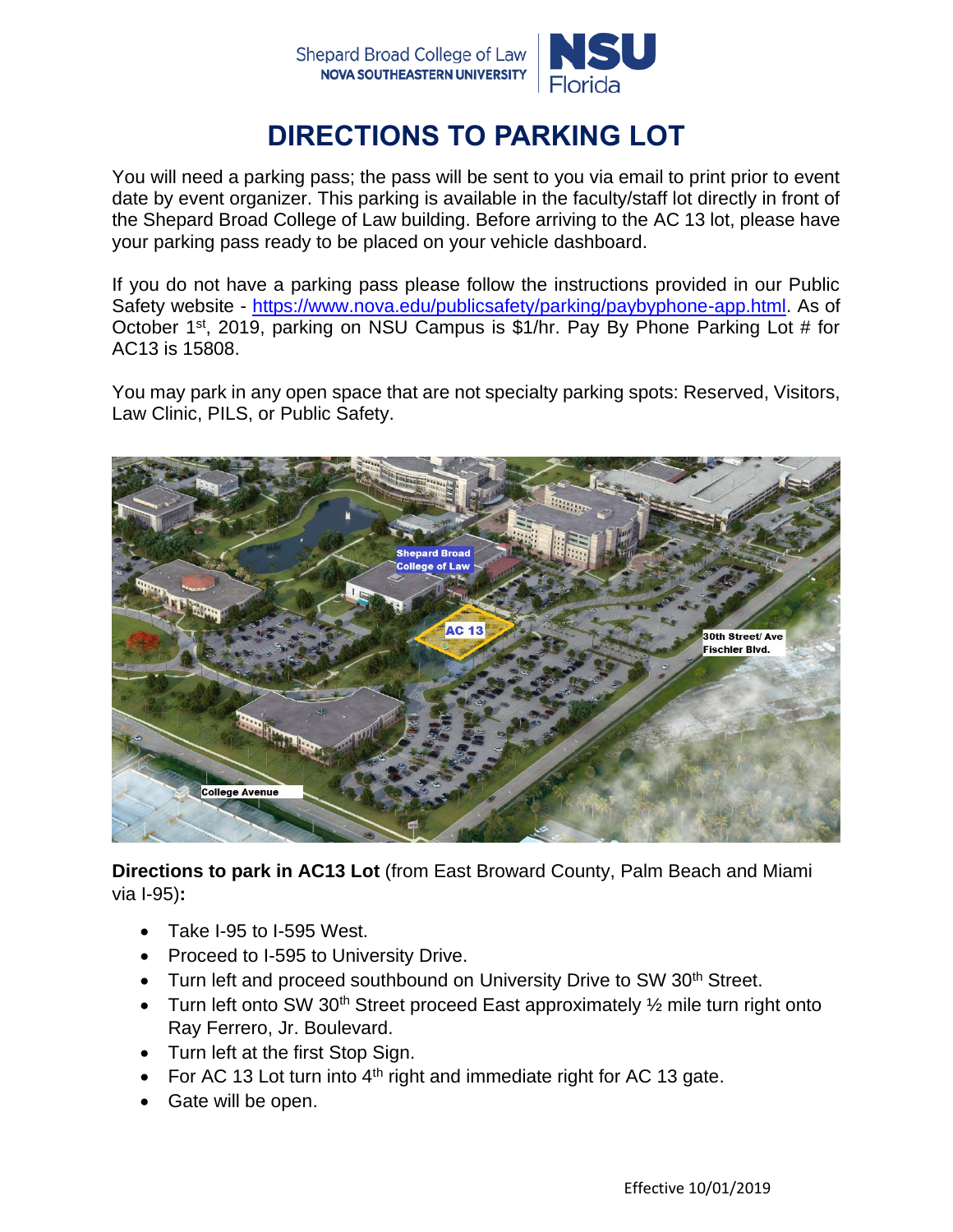# DIRECTIONS TO PARKING LOT

You will need a parking pass; the pass will be sent to you via email to print prior to event date by event organizer. This parking is available in the faculty/staff lot directly in front of the Shepard Broad College of Law building. Before arriving to the AC 13 lot, please have your parking pass ready to be placed on your vehicle dashboard.

If you do not have a parking pass please follow the instructions provided in our Public Safety website - https://www.nova.edu/publicsafety/parking/paybyphone-app.html. As of October 1st, 2019, parking on NSU Campus is $1/hr. Pay By Phone Parking Lot # for AC13 is 15808.

You may park in any open space that are not specialty parking spots: Reserved, Visitors, Law Clinic, PILS, or Public Safety.

**Directions to park in AC13 Lot** (from East Broward County, Palm Beach and Miami via I-95)**:**

- Take I-95 to I-595 West.
- Proceed to I-595 to University Drive.
- Turn left and proceed southbound on University Drive to SW 30th Street.
- Turn left onto SW 30th Street proceed East approximately ½ mile turn right onto Ray Ferrero, Jr. Boulevard.
- Turn left at the first Stop Sign.
- For AC 13 Lot turn into 4th right and immediate right for AC 13 gate.
- Gate will be open.

Effective 10/01/2019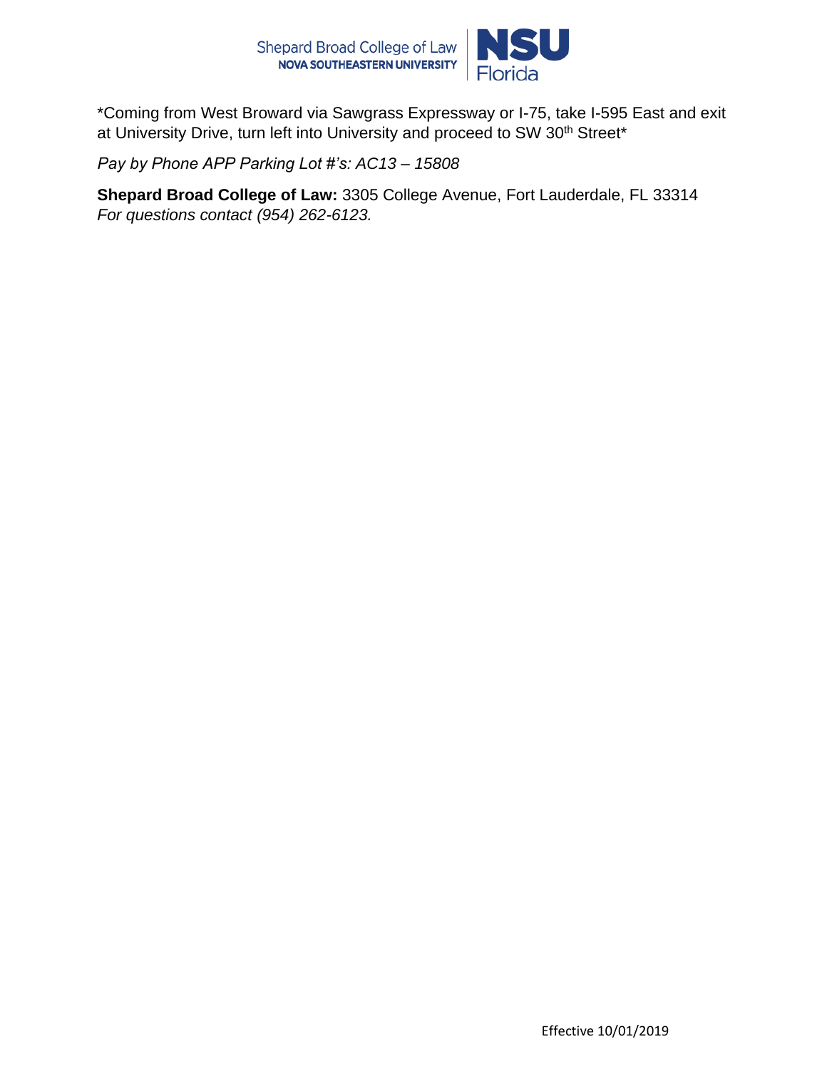*Coming from West Broward via Sawgrass Expressway or I-75, take I-595 East and exit at University Drive, turn left into University and proceed to SW 30th Street*

*Pay by Phone APP Parking Lot #'s: AC13 – 15808*

**Shepard Broad College of Law:** 3305 College Avenue, Fort Lauderdale, FL 33314
*For questions contact (954) 262-6123.*

Effective 10/01/2019